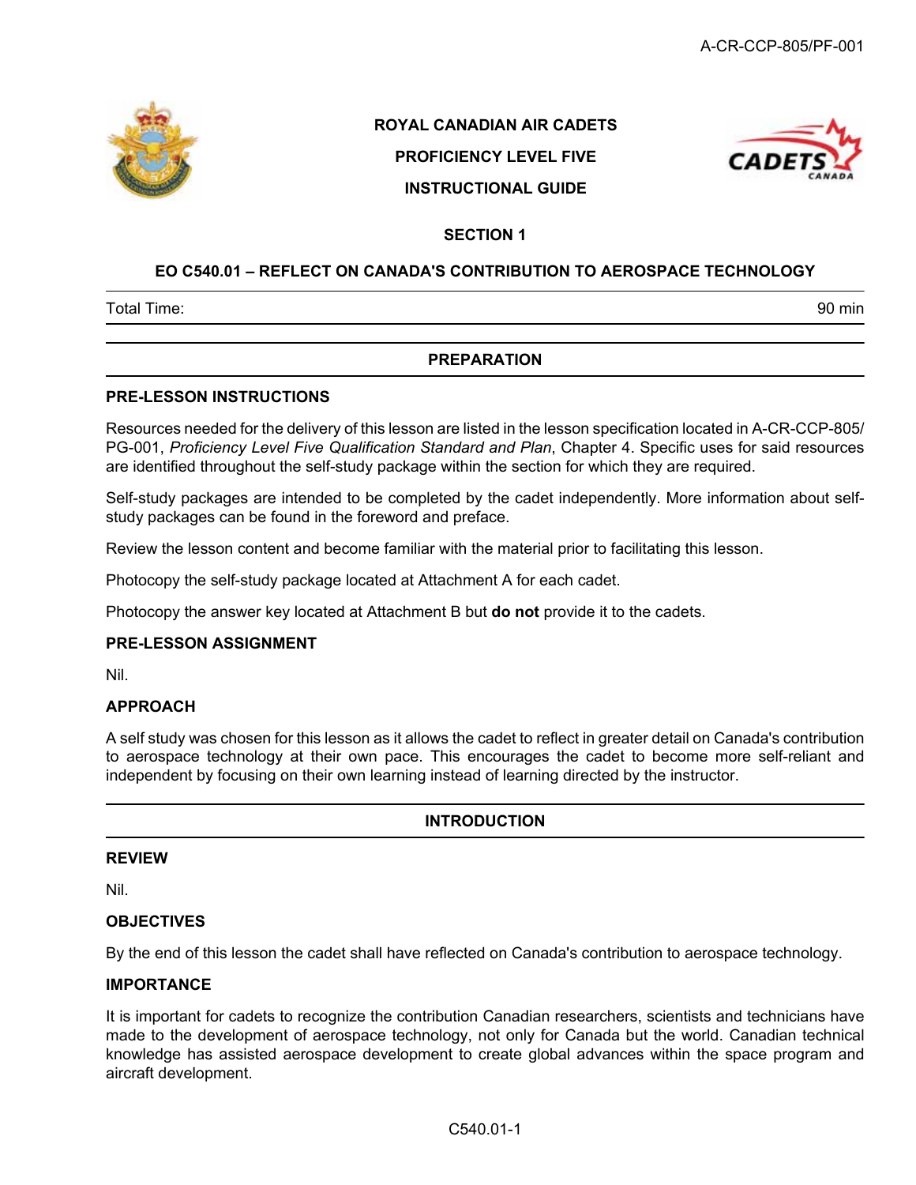**ROYAL CANADIAN AIR CADETS**

**PROFICIENCY LEVEL FIVE**

**INSTRUCTIONAL GUIDE**

**SECTION 1**

# EO C540.01 – REFLECT ON CANADA'S CONTRIBUTION TO AEROSPACE TECHNOLOGY

| Total Time: | 90 min |
|---|---|

## PREPARATION

### PRE-LESSON INSTRUCTIONS

Resources needed for the delivery of this lesson are listed in the lesson specification located in A-CR-CCP-805/PG-001, *Proficiency Level Five Qualification Standard and Plan*, Chapter 4. Specific uses for said resources are identified throughout the self-study package within the section for which they are required.

Self-study packages are intended to be completed by the cadet independently. More information about self-study packages can be found in the foreword and preface.

Review the lesson content and become familiar with the material prior to facilitating this lesson.

Photocopy the self-study package located at Attachment A for each cadet.

Photocopy the answer key located at Attachment B but **do not** provide it to the cadets.

### PRE-LESSON ASSIGNMENT

Nil.

### APPROACH

A self study was chosen for this lesson as it allows the cadet to reflect in greater detail on Canada's contribution to aerospace technology at their own pace. This encourages the cadet to become more self-reliant and independent by focusing on their own learning instead of learning directed by the instructor.

## INTRODUCTION

### REVIEW

Nil.

### OBJECTIVES

By the end of this lesson the cadet shall have reflected on Canada's contribution to aerospace technology.

### IMPORTANCE

It is important for cadets to recognize the contribution Canadian researchers, scientists and technicians have made to the development of aerospace technology, not only for Canada but the world. Canadian technical knowledge has assisted aerospace development to create global advances within the space program and aircraft development.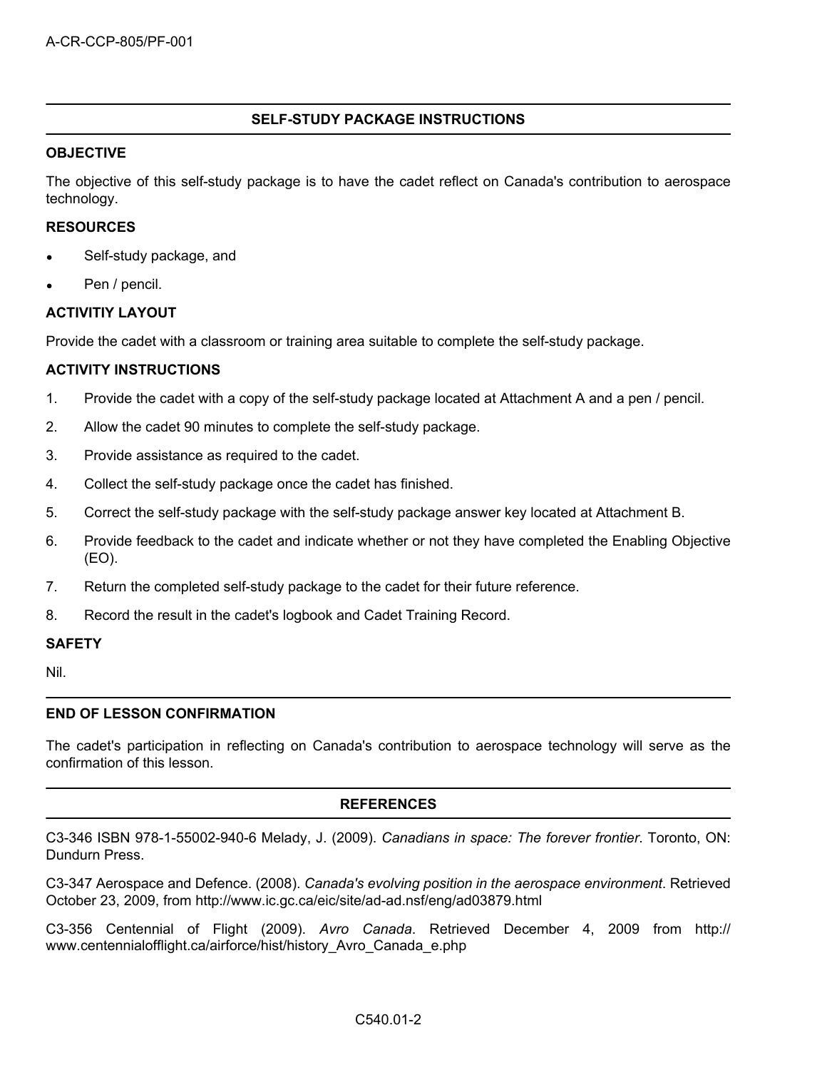## SELF-STUDY PACKAGE INSTRUCTIONS

### OBJECTIVE

The objective of this self-study package is to have the cadet reflect on Canada's contribution to aerospace technology.

### RESOURCES

- Self-study package, and
- Pen / pencil.

### ACTIVITIY LAYOUT

Provide the cadet with a classroom or training area suitable to complete the self-study package.

### ACTIVITY INSTRUCTIONS

1. Provide the cadet with a copy of the self-study package located at Attachment A and a pen / pencil.
2. Allow the cadet 90 minutes to complete the self-study package.
3. Provide assistance as required to the cadet.
4. Collect the self-study package once the cadet has finished.
5. Correct the self-study package with the self-study package answer key located at Attachment B.
6. Provide feedback to the cadet and indicate whether or not they have completed the Enabling Objective (EO).
7. Return the completed self-study package to the cadet for their future reference.
8. Record the result in the cadet's logbook and Cadet Training Record.

### SAFETY

Nil.

## END OF LESSON CONFIRMATION

The cadet's participation in reflecting on Canada's contribution to aerospace technology will serve as the confirmation of this lesson.

## REFERENCES

C3-346 ISBN 978-1-55002-940-6 Melady, J. (2009). *Canadians in space: The forever frontier*. Toronto, ON: Dundurn Press.

C3-347 Aerospace and Defence. (2008). *Canada's evolving position in the aerospace environment*. Retrieved October 23, 2009, from http://www.ic.gc.ca/eic/site/ad-ad.nsf/eng/ad03879.html

C3-356 Centennial of Flight (2009). *Avro Canada*. Retrieved December 4, 2009 from http://www.centennialofflight.ca/airforce/hist/history_Avro_Canada_e.php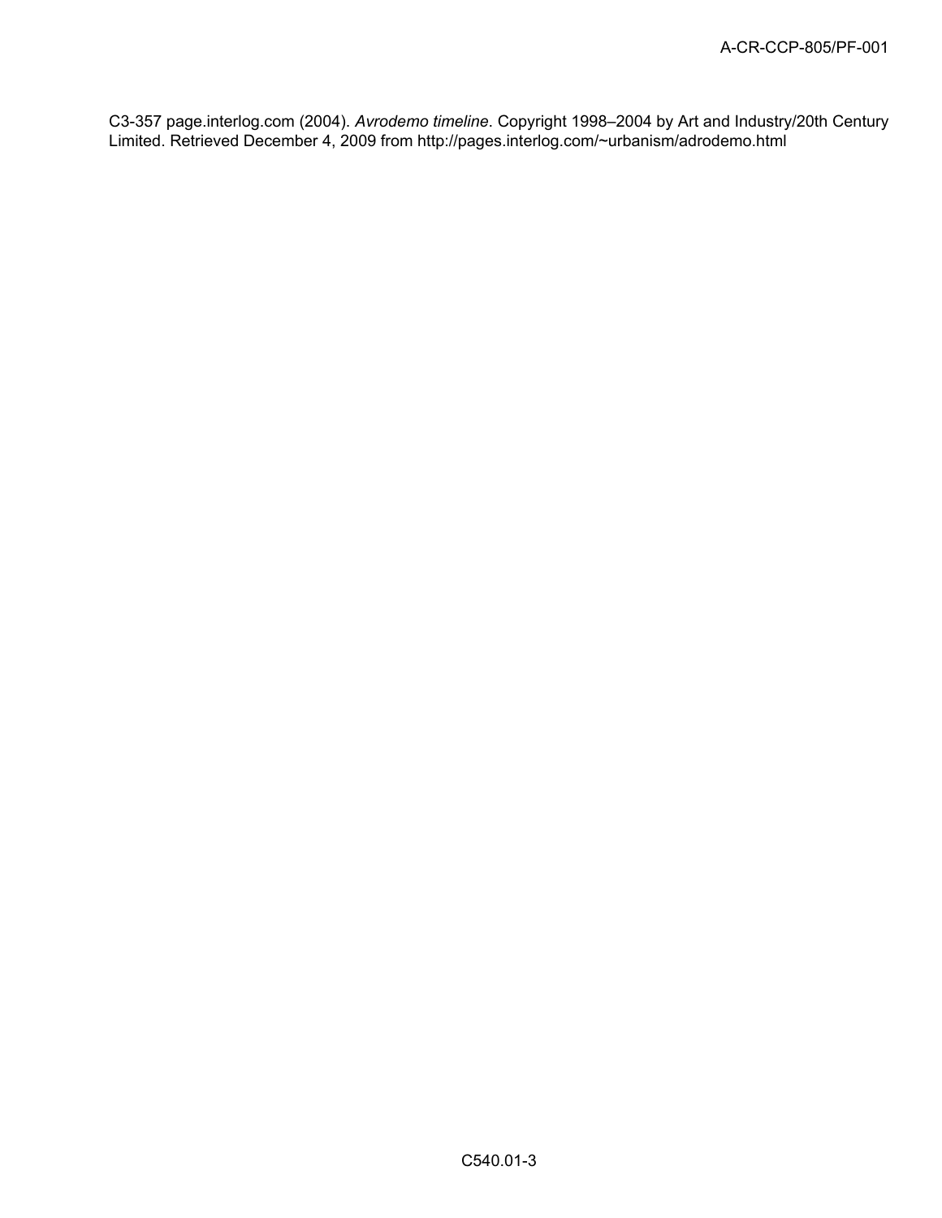C3-357 page.interlog.com (2004). *Avrodemo timeline*. Copyright 1998–2004 by Art and Industry/20th Century Limited. Retrieved December 4, 2009 from http://pages.interlog.com/~urbanism/adrodemo.html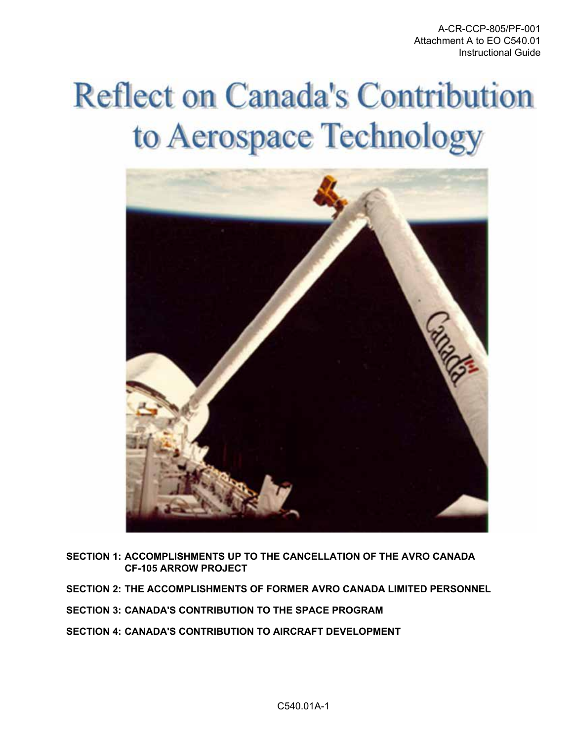# Reflect on Canada's Contribution to Aerospace Technology

**SECTION 1: ACCOMPLISHMENTS UP TO THE CANCELLATION OF THE AVRO CANADA CF-105 ARROW PROJECT**

**SECTION 2: THE ACCOMPLISHMENTS OF FORMER AVRO CANADA LIMITED PERSONNEL**

**SECTION 3: CANADA'S CONTRIBUTION TO THE SPACE PROGRAM**

**SECTION 4: CANADA'S CONTRIBUTION TO AIRCRAFT DEVELOPMENT**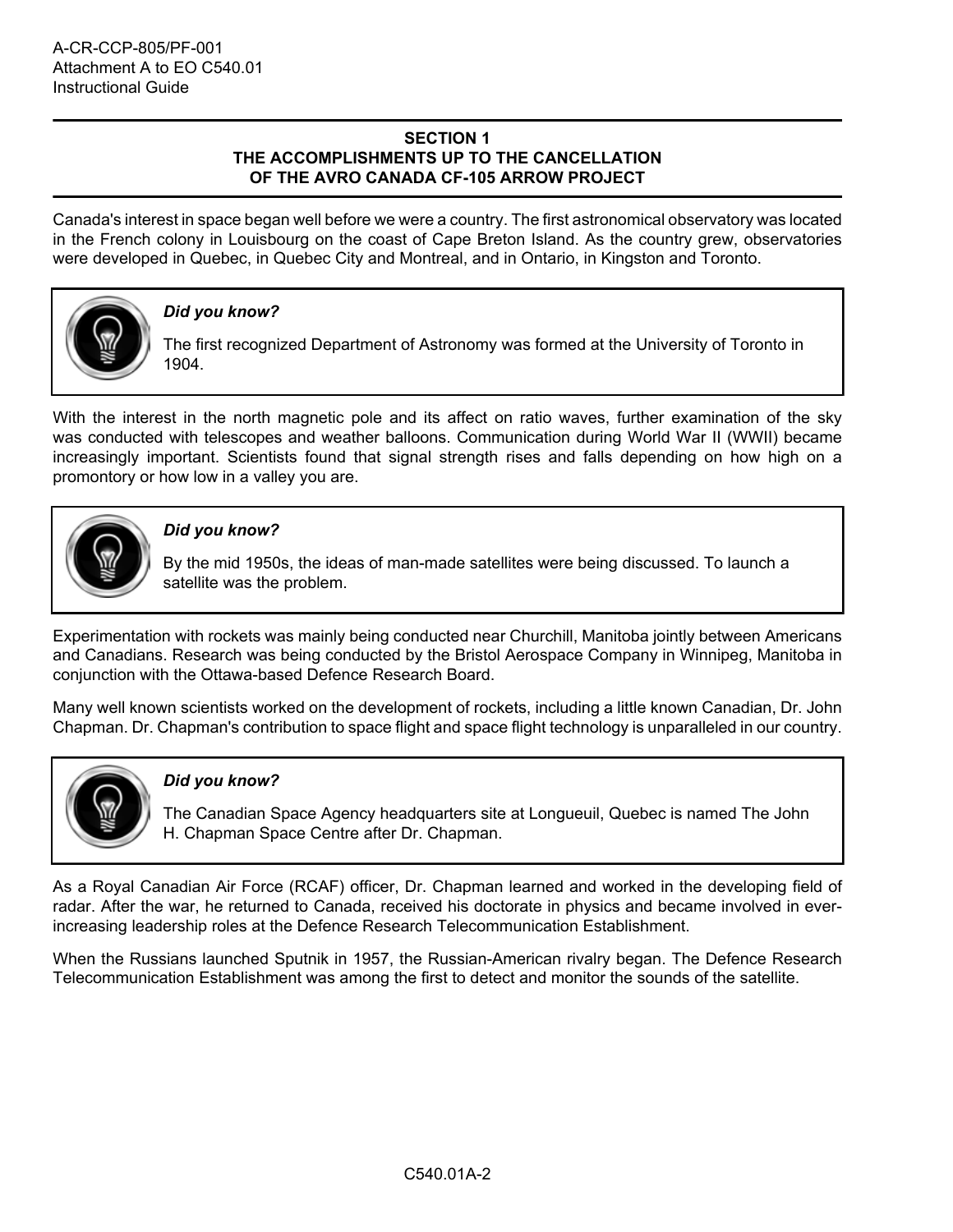## SECTION 1
## THE ACCOMPLISHMENTS UP TO THE CANCELLATION OF THE AVRO CANADA CF-105 ARROW PROJECT

Canada's interest in space began well before we were a country. The first astronomical observatory was located in the French colony in Louisbourg on the coast of Cape Breton Island. As the country grew, observatories were developed in Quebec, in Quebec City and Montreal, and in Ontario, in Kingston and Toronto.

> ***Did you know?***
>
> The first recognized Department of Astronomy was formed at the University of Toronto in 1904.

With the interest in the north magnetic pole and its affect on ratio waves, further examination of the sky was conducted with telescopes and weather balloons. Communication during World War II (WWII) became increasingly important. Scientists found that signal strength rises and falls depending on how high on a promontory or how low in a valley you are.

> ***Did you know?***
>
> By the mid 1950s, the ideas of man-made satellites were being discussed. To launch a satellite was the problem.

Experimentation with rockets was mainly being conducted near Churchill, Manitoba jointly between Americans and Canadians. Research was being conducted by the Bristol Aerospace Company in Winnipeg, Manitoba in conjunction with the Ottawa-based Defence Research Board.

Many well known scientists worked on the development of rockets, including a little known Canadian, Dr. John Chapman. Dr. Chapman's contribution to space flight and space flight technology is unparalleled in our country.

> ***Did you know?***
>
> The Canadian Space Agency headquarters site at Longueuil, Quebec is named The John H. Chapman Space Centre after Dr. Chapman.

As a Royal Canadian Air Force (RCAF) officer, Dr. Chapman learned and worked in the developing field of radar. After the war, he returned to Canada, received his doctorate in physics and became involved in ever-increasing leadership roles at the Defence Research Telecommunication Establishment.

When the Russians launched Sputnik in 1957, the Russian-American rivalry began. The Defence Research Telecommunication Establishment was among the first to detect and monitor the sounds of the satellite.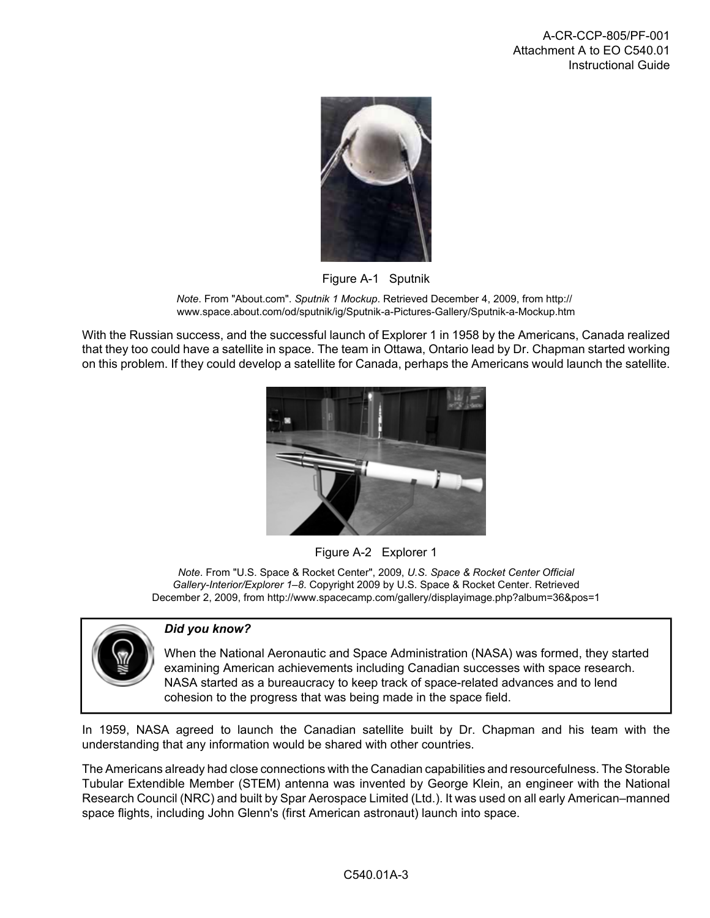Figure A-1 Sputnik

*Note*. From "About.com". *Sputnik 1 Mockup*. Retrieved December 4, 2009, from http://www.space.about.com/od/sputnik/ig/Sputnik-a-Pictures-Gallery/Sputnik-a-Mockup.htm

With the Russian success, and the successful launch of Explorer 1 in 1958 by the Americans, Canada realized that they too could have a satellite in space. The team in Ottawa, Ontario lead by Dr. Chapman started working on this problem. If they could develop a satellite for Canada, perhaps the Americans would launch the satellite.

Figure A-2 Explorer 1

*Note*. From "U.S. Space & Rocket Center", 2009, *U.S. Space & Rocket Center Official Gallery-Interior/Explorer 1–8*. Copyright 2009 by U.S. Space & Rocket Center. Retrieved December 2, 2009, from http://www.spacecamp.com/gallery/displayimage.php?album=36&pos=1

> ***Did you know?***
>
> When the National Aeronautic and Space Administration (NASA) was formed, they started examining American achievements including Canadian successes with space research. NASA started as a bureaucracy to keep track of space-related advances and to lend cohesion to the progress that was being made in the space field.

In 1959, NASA agreed to launch the Canadian satellite built by Dr. Chapman and his team with the understanding that any information would be shared with other countries.

The Americans already had close connections with the Canadian capabilities and resourcefulness. The Storable Tubular Extendible Member (STEM) antenna was invented by George Klein, an engineer with the National Research Council (NRC) and built by Spar Aerospace Limited (Ltd.). It was used on all early American–manned space flights, including John Glenn's (first American astronaut) launch into space.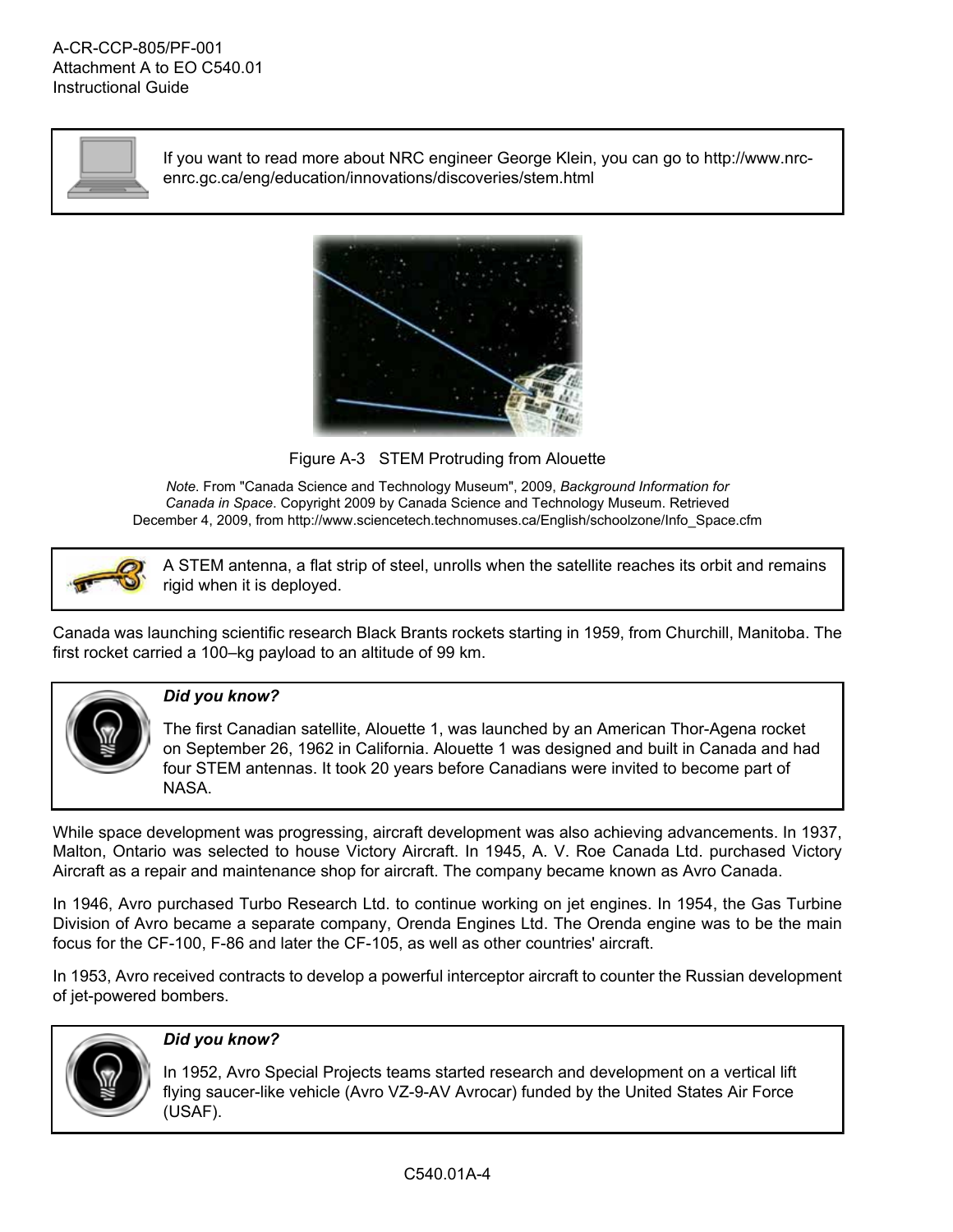If you want to read more about NRC engineer George Klein, you can go to http://www.nrc-enrc.gc.ca/eng/education/innovations/discoveries/stem.html

Figure A-3 STEM Protruding from Alouette

*Note*. From "Canada Science and Technology Museum", 2009, *Background Information for Canada in Space*. Copyright 2009 by Canada Science and Technology Museum. Retrieved December 4, 2009, from http://www.sciencetech.technomuses.ca/English/schoolzone/Info_Space.cfm

A STEM antenna, a flat strip of steel, unrolls when the satellite reaches its orbit and remains rigid when it is deployed.

Canada was launching scientific research Black Brants rockets starting in 1959, from Churchill, Manitoba. The first rocket carried a 100–kg payload to an altitude of 99 km.

***Did you know?***

The first Canadian satellite, Alouette 1, was launched by an American Thor-Agena rocket on September 26, 1962 in California. Alouette 1 was designed and built in Canada and had four STEM antennas. It took 20 years before Canadians were invited to become part of NASA.

While space development was progressing, aircraft development was also achieving advancements. In 1937, Malton, Ontario was selected to house Victory Aircraft. In 1945, A. V. Roe Canada Ltd. purchased Victory Aircraft as a repair and maintenance shop for aircraft. The company became known as Avro Canada.

In 1946, Avro purchased Turbo Research Ltd. to continue working on jet engines. In 1954, the Gas Turbine Division of Avro became a separate company, Orenda Engines Ltd. The Orenda engine was to be the main focus for the CF-100, F-86 and later the CF-105, as well as other countries' aircraft.

In 1953, Avro received contracts to develop a powerful interceptor aircraft to counter the Russian development of jet-powered bombers.

***Did you know?***

In 1952, Avro Special Projects teams started research and development on a vertical lift flying saucer-like vehicle (Avro VZ-9-AV Avrocar) funded by the United States Air Force (USAF).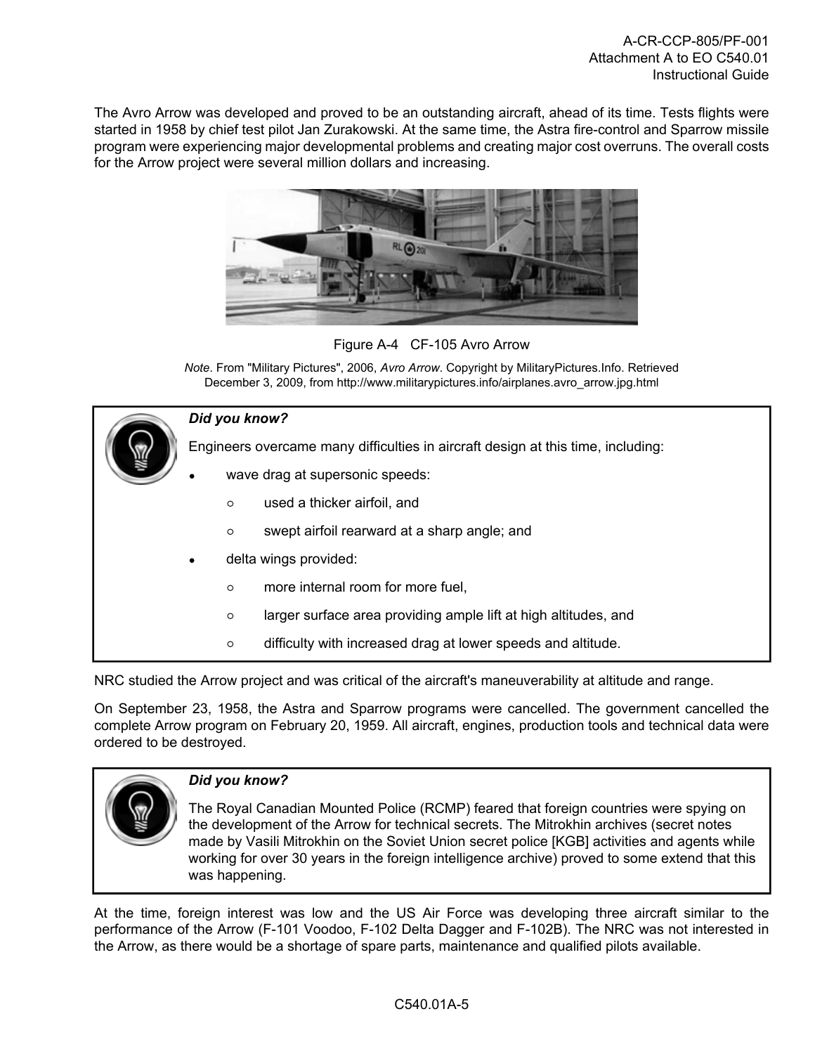The Avro Arrow was developed and proved to be an outstanding aircraft, ahead of its time. Tests flights were started in 1958 by chief test pilot Jan Zurakowski. At the same time, the Astra fire-control and Sparrow missile program were experiencing major developmental problems and creating major cost overruns. The overall costs for the Arrow project were several million dollars and increasing.

Figure A-4 CF-105 Avro Arrow

*Note*. From "Military Pictures", 2006, *Avro Arrow*. Copyright by MilitaryPictures.Info. Retrieved December 3, 2009, from http://www.militarypictures.info/airplanes.avro_arrow.jpg.html

> ***Did you know?***
>
> Engineers overcame many difficulties in aircraft design at this time, including:
>
> - wave drag at supersonic speeds:
>   - used a thicker airfoil, and
>   - swept airfoil rearward at a sharp angle; and
> - delta wings provided:
>   - more internal room for more fuel,
>   - larger surface area providing ample lift at high altitudes, and
>   - difficulty with increased drag at lower speeds and altitude.

NRC studied the Arrow project and was critical of the aircraft's maneuverability at altitude and range.

On September 23, 1958, the Astra and Sparrow programs were cancelled. The government cancelled the complete Arrow program on February 20, 1959. All aircraft, engines, production tools and technical data were ordered to be destroyed.

> ***Did you know?***
>
> The Royal Canadian Mounted Police (RCMP) feared that foreign countries were spying on the development of the Arrow for technical secrets. The Mitrokhin archives (secret notes made by Vasili Mitrokhin on the Soviet Union secret police [KGB] activities and agents while working for over 30 years in the foreign intelligence archive) proved to some extend that this was happening.

At the time, foreign interest was low and the US Air Force was developing three aircraft similar to the performance of the Arrow (F-101 Voodoo, F-102 Delta Dagger and F-102B). The NRC was not interested in the Arrow, as there would be a shortage of spare parts, maintenance and qualified pilots available.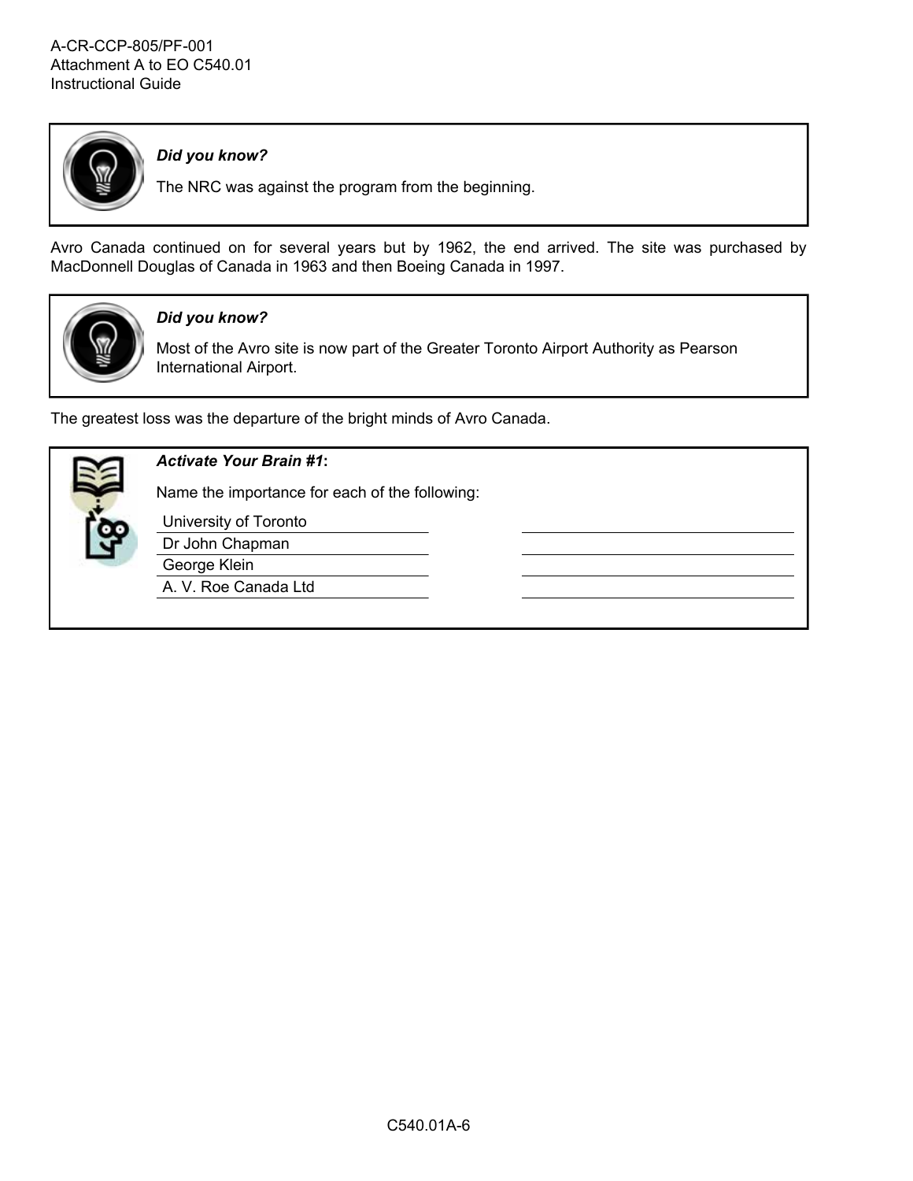> ***Did you know?***
>
> The NRC was against the program from the beginning.

Avro Canada continued on for several years but by 1962, the end arrived. The site was purchased by MacDonnell Douglas of Canada in 1963 and then Boeing Canada in 1997.

> ***Did you know?***
>
> Most of the Avro site is now part of the Greater Toronto Airport Authority as Pearson International Airport.

The greatest loss was the departure of the bright minds of Avro Canada.

> ***Activate Your Brain #1*:**
>
> Name the importance for each of the following:
>
> | | |
> |---|---|
> | University of Toronto | ____________________ |
> | Dr John Chapman | ____________________ |
> | George Klein | ____________________ |
> | A. V. Roe Canada Ltd | ____________________ |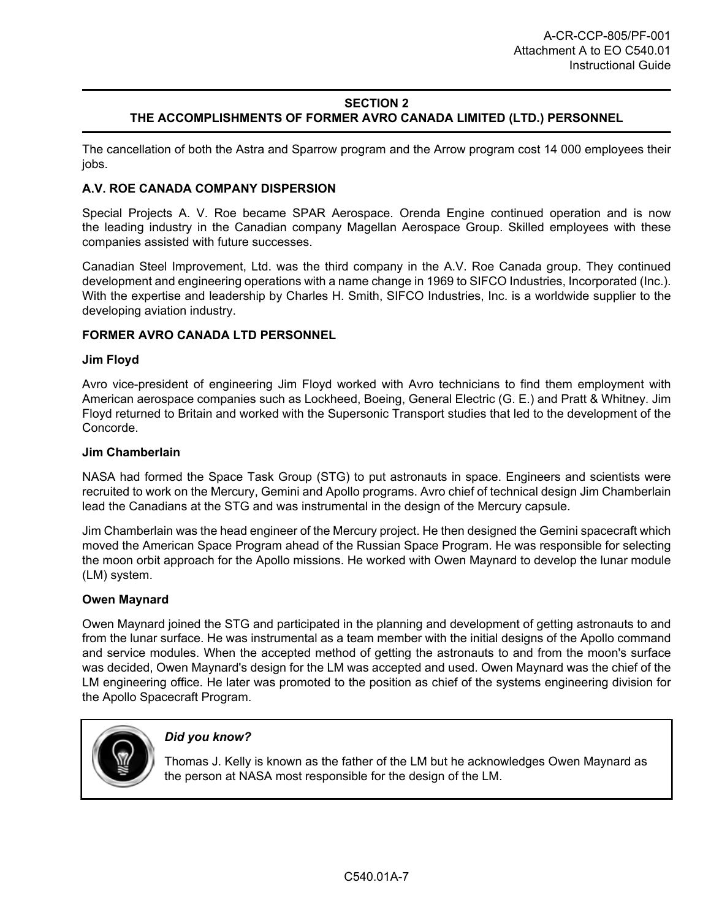## SECTION 2
## THE ACCOMPLISHMENTS OF FORMER AVRO CANADA LIMITED (LTD.) PERSONNEL

The cancellation of both the Astra and Sparrow program and the Arrow program cost 14 000 employees their jobs.

### A.V. ROE CANADA COMPANY DISPERSION

Special Projects A. V. Roe became SPAR Aerospace. Orenda Engine continued operation and is now the leading industry in the Canadian company Magellan Aerospace Group. Skilled employees with these companies assisted with future successes.

Canadian Steel Improvement, Ltd. was the third company in the A.V. Roe Canada group. They continued development and engineering operations with a name change in 1969 to SIFCO Industries, Incorporated (Inc.). With the expertise and leadership by Charles H. Smith, SIFCO Industries, Inc. is a worldwide supplier to the developing aviation industry.

### FORMER AVRO CANADA LTD PERSONNEL

#### Jim Floyd

Avro vice-president of engineering Jim Floyd worked with Avro technicians to find them employment with American aerospace companies such as Lockheed, Boeing, General Electric (G. E.) and Pratt & Whitney. Jim Floyd returned to Britain and worked with the Supersonic Transport studies that led to the development of the Concorde.

#### Jim Chamberlain

NASA had formed the Space Task Group (STG) to put astronauts in space. Engineers and scientists were recruited to work on the Mercury, Gemini and Apollo programs. Avro chief of technical design Jim Chamberlain lead the Canadians at the STG and was instrumental in the design of the Mercury capsule.

Jim Chamberlain was the head engineer of the Mercury project. He then designed the Gemini spacecraft which moved the American Space Program ahead of the Russian Space Program. He was responsible for selecting the moon orbit approach for the Apollo missions. He worked with Owen Maynard to develop the lunar module (LM) system.

#### Owen Maynard

Owen Maynard joined the STG and participated in the planning and development of getting astronauts to and from the lunar surface. He was instrumental as a team member with the initial designs of the Apollo command and service modules. When the accepted method of getting the astronauts to and from the moon's surface was decided, Owen Maynard's design for the LM was accepted and used. Owen Maynard was the chief of the LM engineering office. He later was promoted to the position as chief of the systems engineering division for the Apollo Spacecraft Program.

> ***Did you know?***
>
> Thomas J. Kelly is known as the father of the LM but he acknowledges Owen Maynard as the person at NASA most responsible for the design of the LM.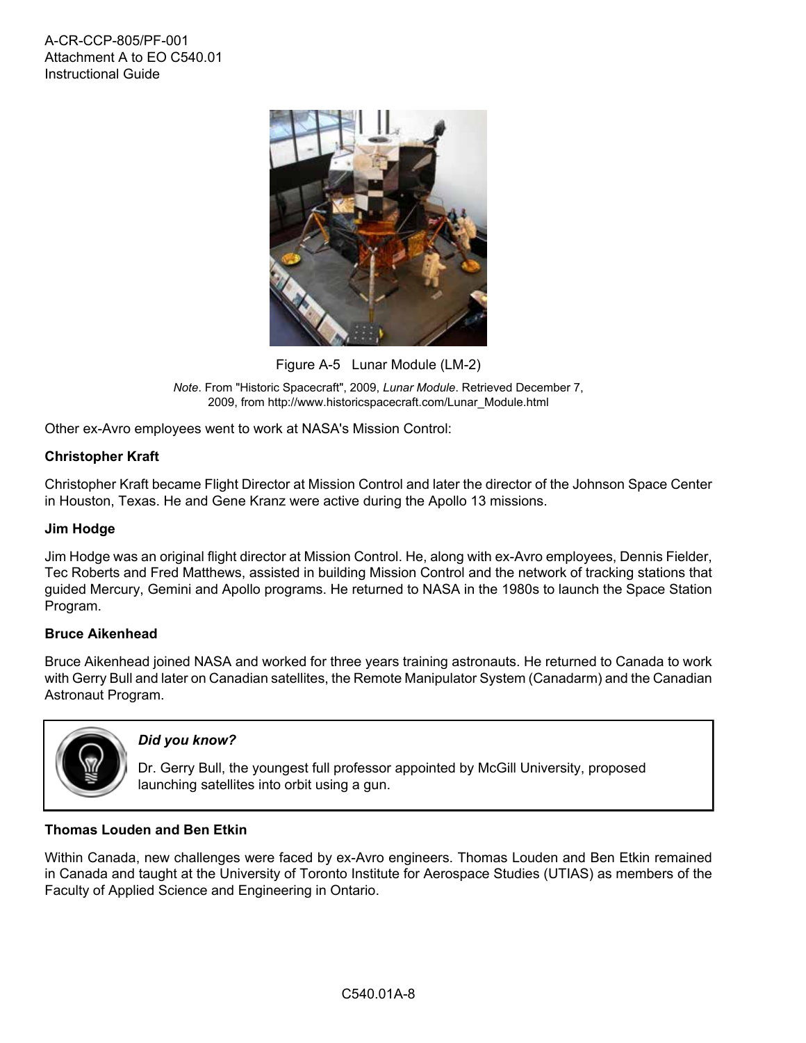Figure A-5 Lunar Module (LM-2)

*Note*. From "Historic Spacecraft", 2009, *Lunar Module*. Retrieved December 7, 2009, from http://www.historicspacecraft.com/Lunar_Module.html

Other ex-Avro employees went to work at NASA's Mission Control:

**Christopher Kraft**

Christopher Kraft became Flight Director at Mission Control and later the director of the Johnson Space Center in Houston, Texas. He and Gene Kranz were active during the Apollo 13 missions.

**Jim Hodge**

Jim Hodge was an original flight director at Mission Control. He, along with ex-Avro employees, Dennis Fielder, Tec Roberts and Fred Matthews, assisted in building Mission Control and the network of tracking stations that guided Mercury, Gemini and Apollo programs. He returned to NASA in the 1980s to launch the Space Station Program.

**Bruce Aikenhead**

Bruce Aikenhead joined NASA and worked for three years training astronauts. He returned to Canada to work with Gerry Bull and later on Canadian satellites, the Remote Manipulator System (Canadarm) and the Canadian Astronaut Program.

> ***Did you know?***
>
> Dr. Gerry Bull, the youngest full professor appointed by McGill University, proposed launching satellites into orbit using a gun.

**Thomas Louden and Ben Etkin**

Within Canada, new challenges were faced by ex-Avro engineers. Thomas Louden and Ben Etkin remained in Canada and taught at the University of Toronto Institute for Aerospace Studies (UTIAS) as members of the Faculty of Applied Science and Engineering in Ontario.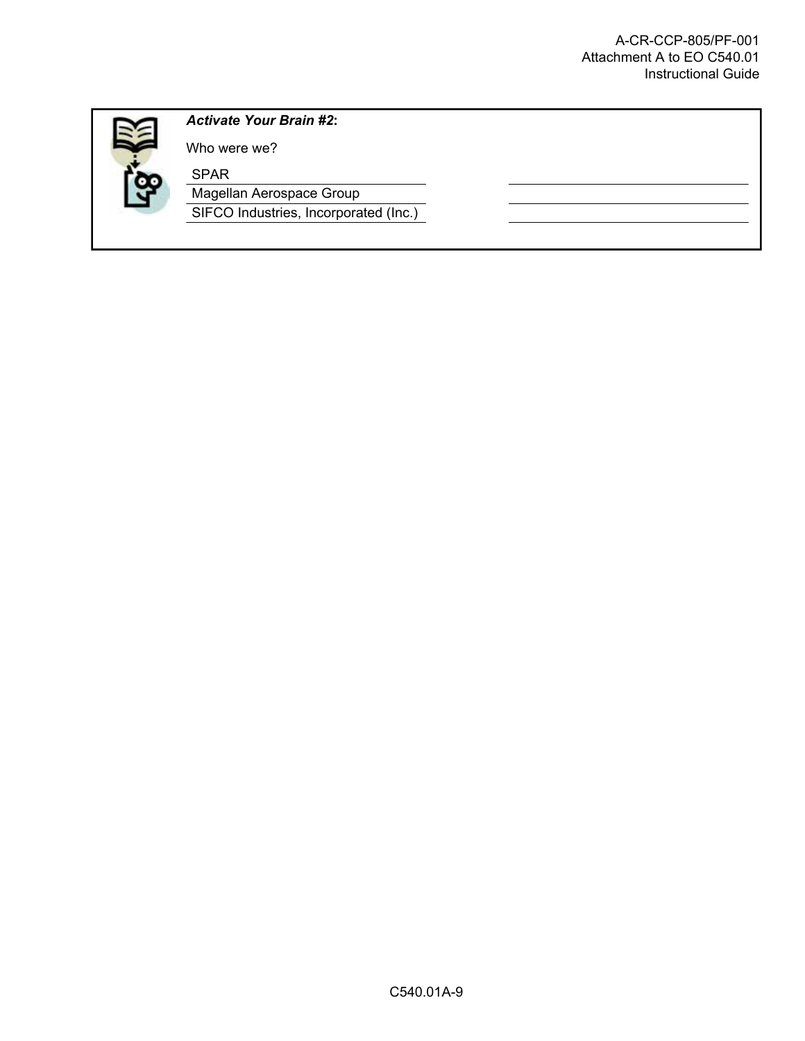***Activate Your Brain #2*:**

Who were we?

| | |
|---|---|
| SPAR | |
| Magellan Aerospace Group | |
| SIFCO Industries, Incorporated (Inc.) | |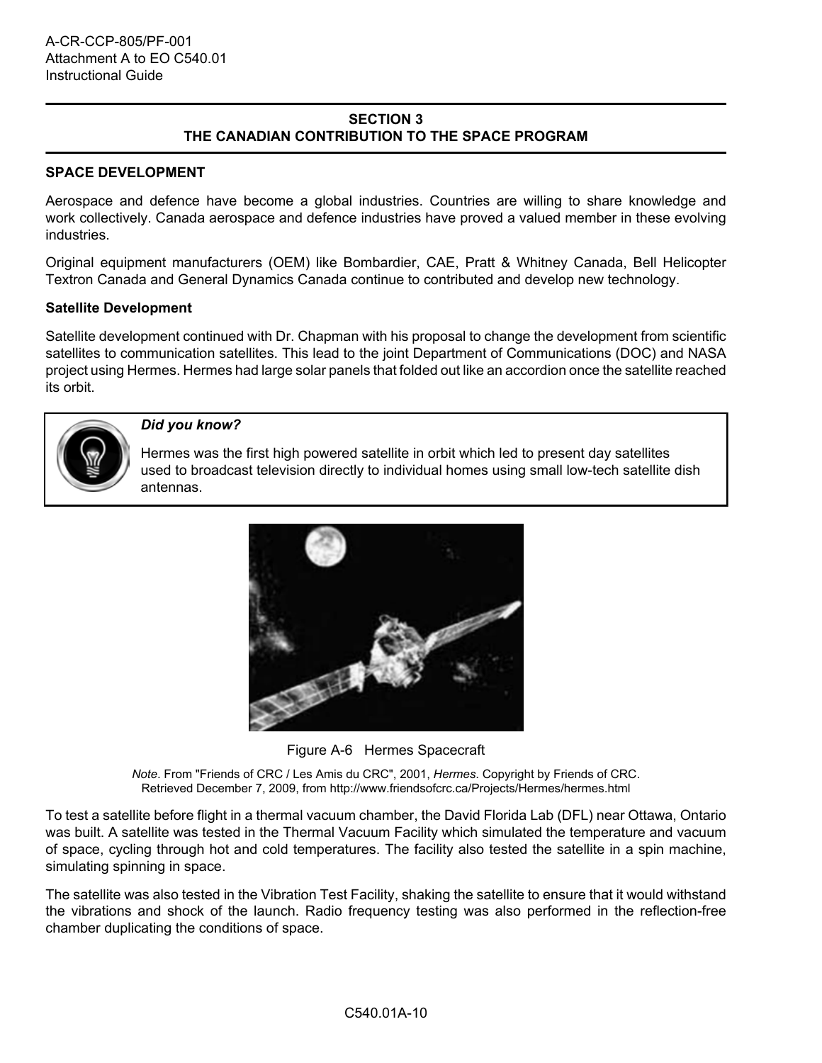## SECTION 3
## THE CANADIAN CONTRIBUTION TO THE SPACE PROGRAM

### SPACE DEVELOPMENT

Aerospace and defence have become a global industries. Countries are willing to share knowledge and work collectively. Canada aerospace and defence industries have proved a valued member in these evolving industries.

Original equipment manufacturers (OEM) like Bombardier, CAE, Pratt & Whitney Canada, Bell Helicopter Textron Canada and General Dynamics Canada continue to contributed and develop new technology.

#### Satellite Development

Satellite development continued with Dr. Chapman with his proposal to change the development from scientific satellites to communication satellites. This lead to the joint Department of Communications (DOC) and NASA project using Hermes. Hermes had large solar panels that folded out like an accordion once the satellite reached its orbit.

> ***Did you know?***
>
> Hermes was the first high powered satellite in orbit which led to present day satellites used to broadcast television directly to individual homes using small low-tech satellite dish antennas.

Figure A-6 Hermes Spacecraft

*Note*. From "Friends of CRC / Les Amis du CRC", 2001, *Hermes*. Copyright by Friends of CRC. Retrieved December 7, 2009, from http://www.friendsofcrc.ca/Projects/Hermes/hermes.html

To test a satellite before flight in a thermal vacuum chamber, the David Florida Lab (DFL) near Ottawa, Ontario was built. A satellite was tested in the Thermal Vacuum Facility which simulated the temperature and vacuum of space, cycling through hot and cold temperatures. The facility also tested the satellite in a spin machine, simulating spinning in space.

The satellite was also tested in the Vibration Test Facility, shaking the satellite to ensure that it would withstand the vibrations and shock of the launch. Radio frequency testing was also performed in the reflection-free chamber duplicating the conditions of space.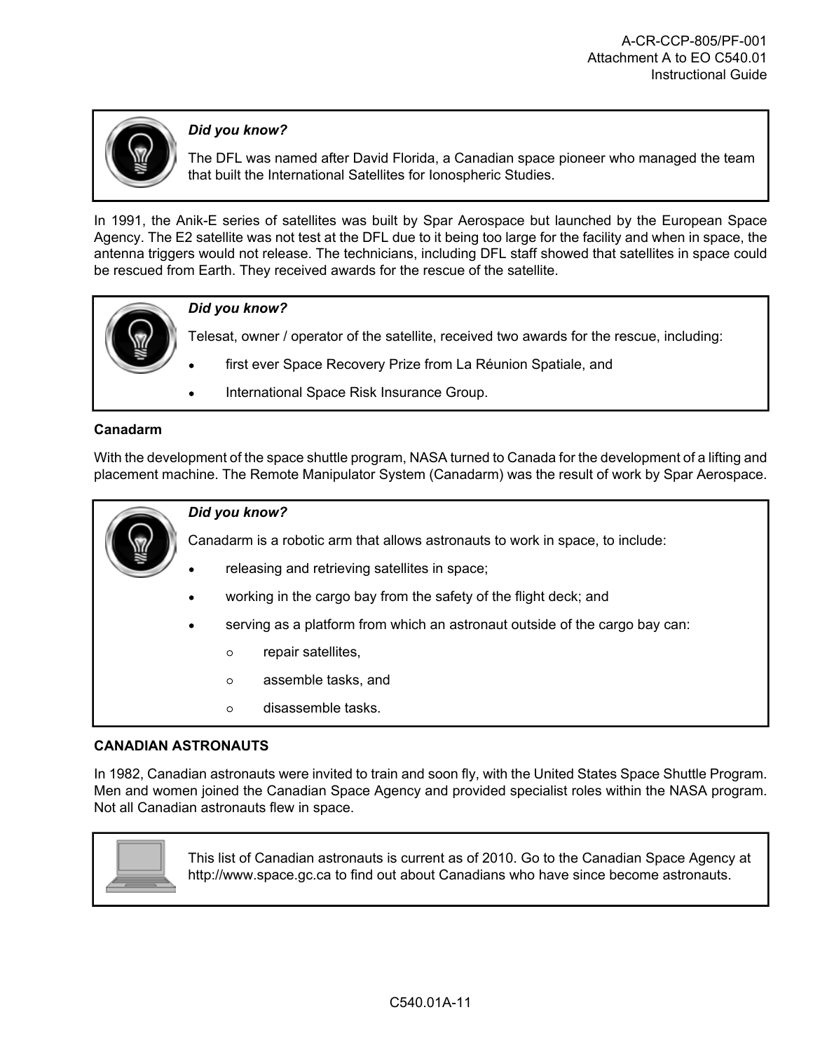> ***Did you know?***
>
> The DFL was named after David Florida, a Canadian space pioneer who managed the team that built the International Satellites for Ionospheric Studies.

In 1991, the Anik-E series of satellites was built by Spar Aerospace but launched by the European Space Agency. The E2 satellite was not test at the DFL due to it being too large for the facility and when in space, the antenna triggers would not release. The technicians, including DFL staff showed that satellites in space could be rescued from Earth. They received awards for the rescue of the satellite.

> ***Did you know?***
>
> Telesat, owner / operator of the satellite, received two awards for the rescue, including:
>
> - first ever Space Recovery Prize from La Réunion Spatiale, and
> - International Space Risk Insurance Group.

**Canadarm**

With the development of the space shuttle program, NASA turned to Canada for the development of a lifting and placement machine. The Remote Manipulator System (Canadarm) was the result of work by Spar Aerospace.

> ***Did you know?***
>
> Canadarm is a robotic arm that allows astronauts to work in space, to include:
>
> - releasing and retrieving satellites in space;
> - working in the cargo bay from the safety of the flight deck; and
> - serving as a platform from which an astronaut outside of the cargo bay can:
>   - repair satellites,
>   - assemble tasks, and
>   - disassemble tasks.

**CANADIAN ASTRONAUTS**

In 1982, Canadian astronauts were invited to train and soon fly, with the United States Space Shuttle Program. Men and women joined the Canadian Space Agency and provided specialist roles within the NASA program. Not all Canadian astronauts flew in space.

> This list of Canadian astronauts is current as of 2010. Go to the Canadian Space Agency at http://www.space.gc.ca to find out about Canadians who have since become astronauts.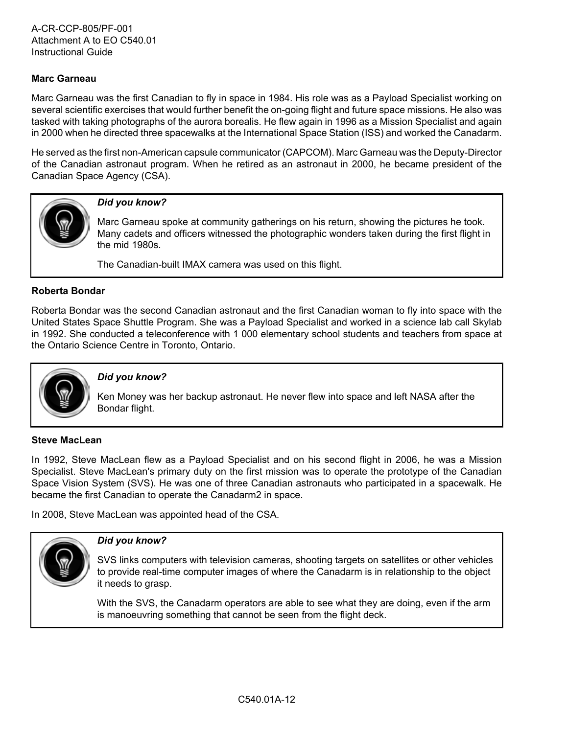**Marc Garneau**

Marc Garneau was the first Canadian to fly in space in 1984. His role was as a Payload Specialist working on several scientific exercises that would further benefit the on-going flight and future space missions. He also was tasked with taking photographs of the aurora borealis. He flew again in 1996 as a Mission Specialist and again in 2000 when he directed three spacewalks at the International Space Station (ISS) and worked the Canadarm.

He served as the first non-American capsule communicator (CAPCOM). Marc Garneau was the Deputy-Director of the Canadian astronaut program. When he retired as an astronaut in 2000, he became president of the Canadian Space Agency (CSA).

> ***Did you know?***
>
> Marc Garneau spoke at community gatherings on his return, showing the pictures he took. Many cadets and officers witnessed the photographic wonders taken during the first flight in the mid 1980s.
>
> The Canadian-built IMAX camera was used on this flight.

**Roberta Bondar**

Roberta Bondar was the second Canadian astronaut and the first Canadian woman to fly into space with the United States Space Shuttle Program. She was a Payload Specialist and worked in a science lab call Skylab in 1992. She conducted a teleconference with 1 000 elementary school students and teachers from space at the Ontario Science Centre in Toronto, Ontario.

> ***Did you know?***
>
> Ken Money was her backup astronaut. He never flew into space and left NASA after the Bondar flight.

**Steve MacLean**

In 1992, Steve MacLean flew as a Payload Specialist and on his second flight in 2006, he was a Mission Specialist. Steve MacLean's primary duty on the first mission was to operate the prototype of the Canadian Space Vision System (SVS). He was one of three Canadian astronauts who participated in a spacewalk. He became the first Canadian to operate the Canadarm2 in space.

In 2008, Steve MacLean was appointed head of the CSA.

> ***Did you know?***
>
> SVS links computers with television cameras, shooting targets on satellites or other vehicles to provide real-time computer images of where the Canadarm is in relationship to the object it needs to grasp.
>
> With the SVS, the Canadarm operators are able to see what they are doing, even if the arm is manoeuvring something that cannot be seen from the flight deck.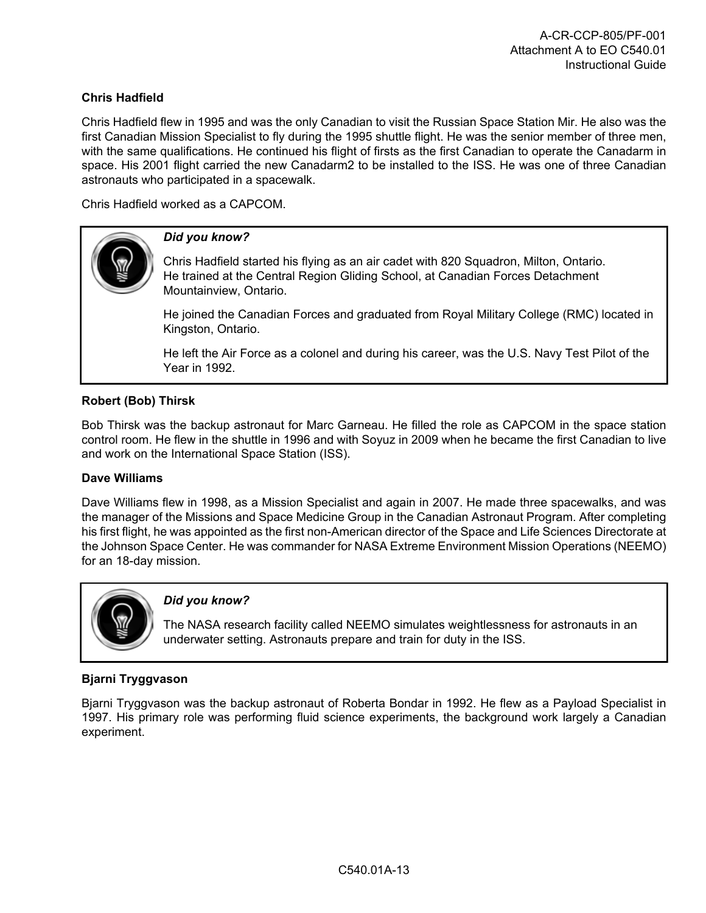**Chris Hadfield**

Chris Hadfield flew in 1995 and was the only Canadian to visit the Russian Space Station Mir. He also was the first Canadian Mission Specialist to fly during the 1995 shuttle flight. He was the senior member of three men, with the same qualifications. He continued his flight of firsts as the first Canadian to operate the Canadarm in space. His 2001 flight carried the new Canadarm2 to be installed to the ISS. He was one of three Canadian astronauts who participated in a spacewalk.

Chris Hadfield worked as a CAPCOM.

> ***Did you know?***
>
> Chris Hadfield started his flying as an air cadet with 820 Squadron, Milton, Ontario. He trained at the Central Region Gliding School, at Canadian Forces Detachment Mountainview, Ontario.
>
> He joined the Canadian Forces and graduated from Royal Military College (RMC) located in Kingston, Ontario.
>
> He left the Air Force as a colonel and during his career, was the U.S. Navy Test Pilot of the Year in 1992.

**Robert (Bob) Thirsk**

Bob Thirsk was the backup astronaut for Marc Garneau. He filled the role as CAPCOM in the space station control room. He flew in the shuttle in 1996 and with Soyuz in 2009 when he became the first Canadian to live and work on the International Space Station (ISS).

**Dave Williams**

Dave Williams flew in 1998, as a Mission Specialist and again in 2007. He made three spacewalks, and was the manager of the Missions and Space Medicine Group in the Canadian Astronaut Program. After completing his first flight, he was appointed as the first non-American director of the Space and Life Sciences Directorate at the Johnson Space Center. He was commander for NASA Extreme Environment Mission Operations (NEEMO) for an 18-day mission.

> ***Did you know?***
>
> The NASA research facility called NEEMO simulates weightlessness for astronauts in an underwater setting. Astronauts prepare and train for duty in the ISS.

**Bjarni Tryggvason**

Bjarni Tryggvason was the backup astronaut of Roberta Bondar in 1992. He flew as a Payload Specialist in 1997. His primary role was performing fluid science experiments, the background work largely a Canadian experiment.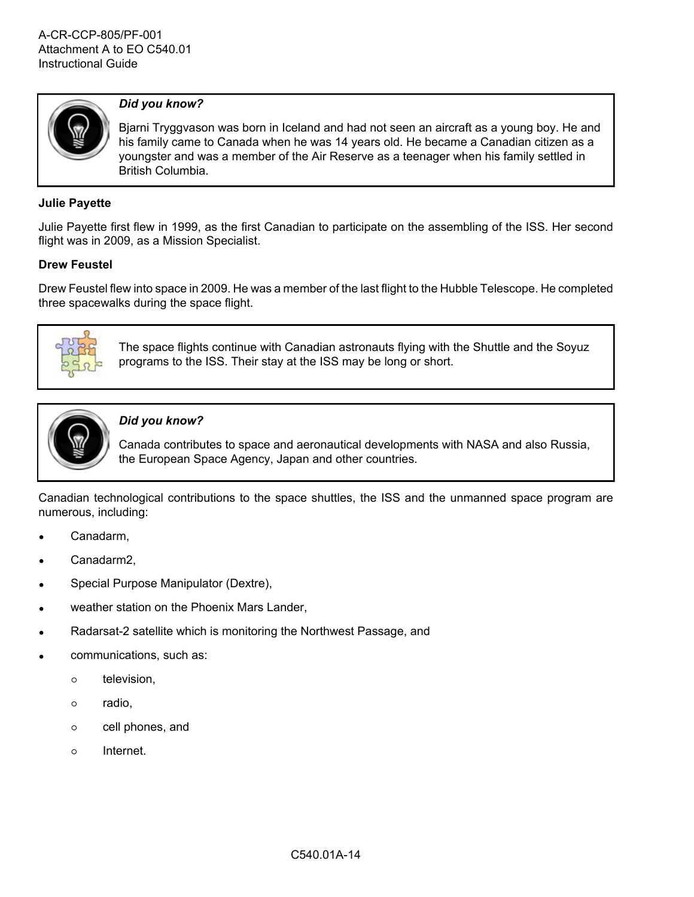> ***Did you know?***
>
> Bjarni Tryggvason was born in Iceland and had not seen an aircraft as a young boy. He and his family came to Canada when he was 14 years old. He became a Canadian citizen as a youngster and was a member of the Air Reserve as a teenager when his family settled in British Columbia.

**Julie Payette**

Julie Payette first flew in 1999, as the first Canadian to participate on the assembling of the ISS. Her second flight was in 2009, as a Mission Specialist.

**Drew Feustel**

Drew Feustel flew into space in 2009. He was a member of the last flight to the Hubble Telescope. He completed three spacewalks during the space flight.

> The space flights continue with Canadian astronauts flying with the Shuttle and the Soyuz programs to the ISS. Their stay at the ISS may be long or short.

> ***Did you know?***
>
> Canada contributes to space and aeronautical developments with NASA and also Russia, the European Space Agency, Japan and other countries.

Canadian technological contributions to the space shuttles, the ISS and the unmanned space program are numerous, including:

- Canadarm,
- Canadarm2,
- Special Purpose Manipulator (Dextre),
- weather station on the Phoenix Mars Lander,
- Radarsat-2 satellite which is monitoring the Northwest Passage, and
- communications, such as:
  - television,
  - radio,
  - cell phones, and
  - Internet.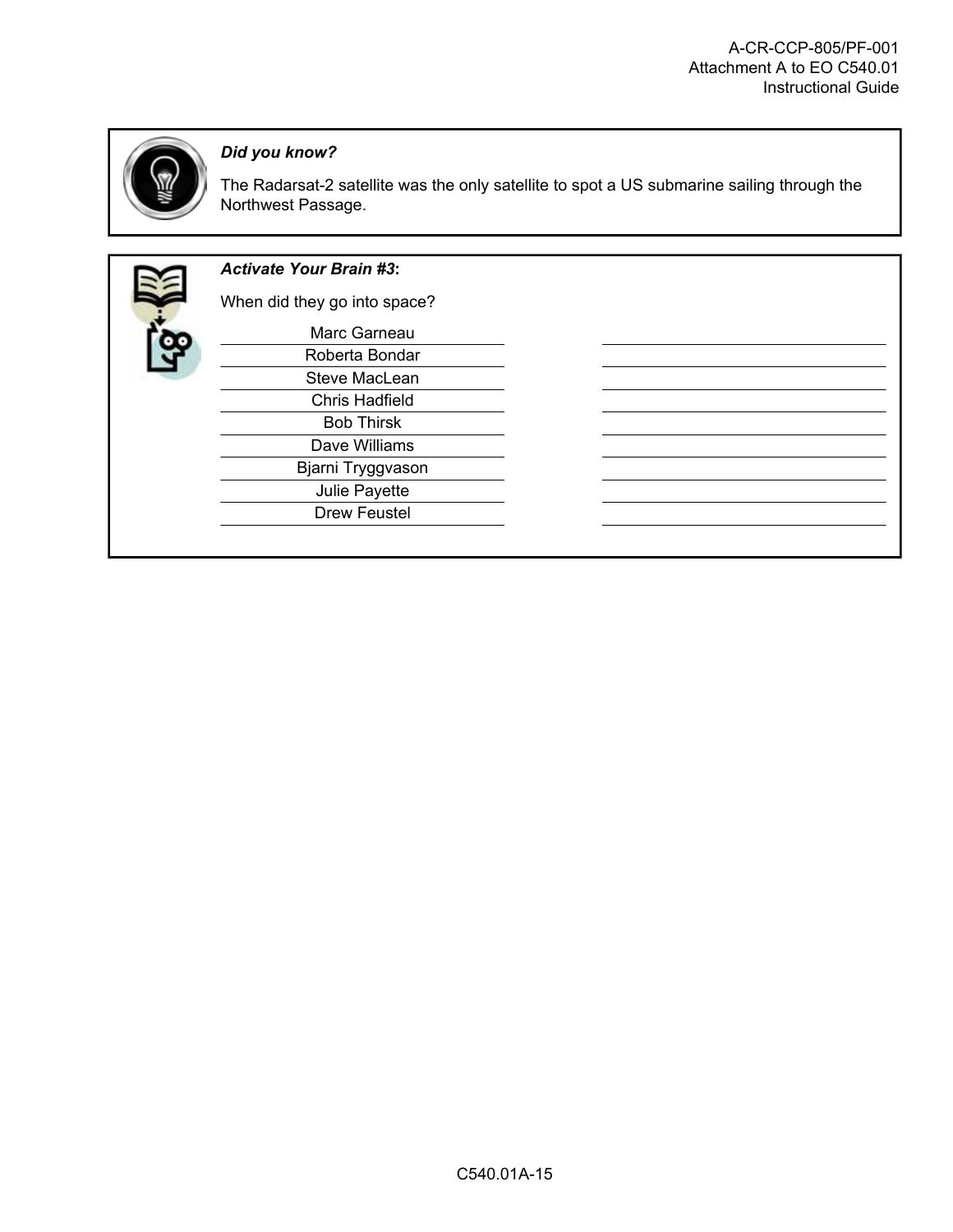*Did you know?*

The Radarsat-2 satellite was the only satellite to spot a US submarine sailing through the Northwest Passage.

***Activate Your Brain #3*:**

When did they go into space?

| | |
|---|---|
| Marc Garneau | |
| Roberta Bondar | |
| Steve MacLean | |
| Chris Hadfield | |
| Bob Thirsk | |
| Dave Williams | |
| Bjarni Tryggvason | |
| Julie Payette | |
| Drew Feustel | |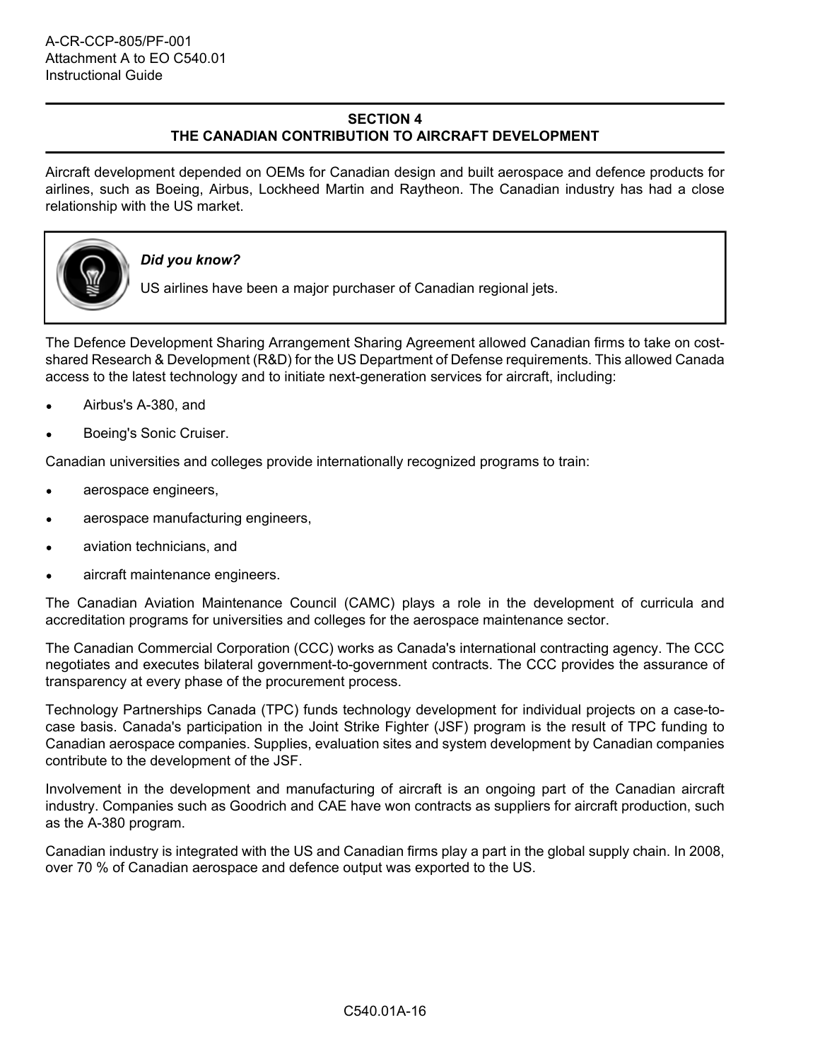## SECTION 4
## THE CANADIAN CONTRIBUTION TO AIRCRAFT DEVELOPMENT

Aircraft development depended on OEMs for Canadian design and built aerospace and defence products for airlines, such as Boeing, Airbus, Lockheed Martin and Raytheon. The Canadian industry has had a close relationship with the US market.

> ***Did you know?***
>
> US airlines have been a major purchaser of Canadian regional jets.

The Defence Development Sharing Arrangement Sharing Agreement allowed Canadian firms to take on cost-shared Research & Development (R&D) for the US Department of Defense requirements. This allowed Canada access to the latest technology and to initiate next-generation services for aircraft, including:

- Airbus's A-380, and
- Boeing's Sonic Cruiser.

Canadian universities and colleges provide internationally recognized programs to train:

- aerospace engineers,
- aerospace manufacturing engineers,
- aviation technicians, and
- aircraft maintenance engineers.

The Canadian Aviation Maintenance Council (CAMC) plays a role in the development of curricula and accreditation programs for universities and colleges for the aerospace maintenance sector.

The Canadian Commercial Corporation (CCC) works as Canada's international contracting agency. The CCC negotiates and executes bilateral government-to-government contracts. The CCC provides the assurance of transparency at every phase of the procurement process.

Technology Partnerships Canada (TPC) funds technology development for individual projects on a case-to-case basis. Canada's participation in the Joint Strike Fighter (JSF) program is the result of TPC funding to Canadian aerospace companies. Supplies, evaluation sites and system development by Canadian companies contribute to the development of the JSF.

Involvement in the development and manufacturing of aircraft is an ongoing part of the Canadian aircraft industry. Companies such as Goodrich and CAE have won contracts as suppliers for aircraft production, such as the A-380 program.

Canadian industry is integrated with the US and Canadian firms play a part in the global supply chain. In 2008, over 70 % of Canadian aerospace and defence output was exported to the US.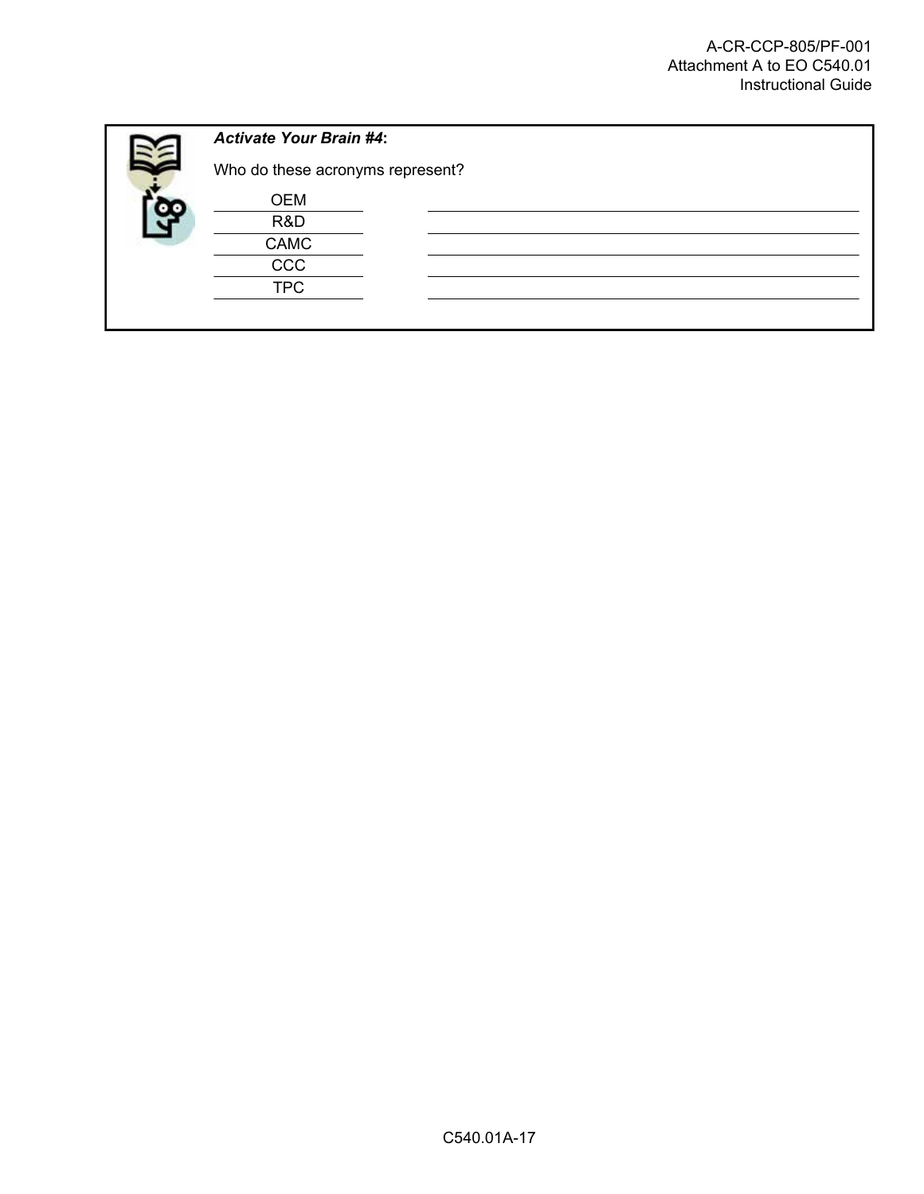***Activate Your Brain #4*:**

Who do these acronyms represent?

| | |
|---|---|
| OEM | |
| R&D | |
| CAMC | |
| CCC | |
| TPC | |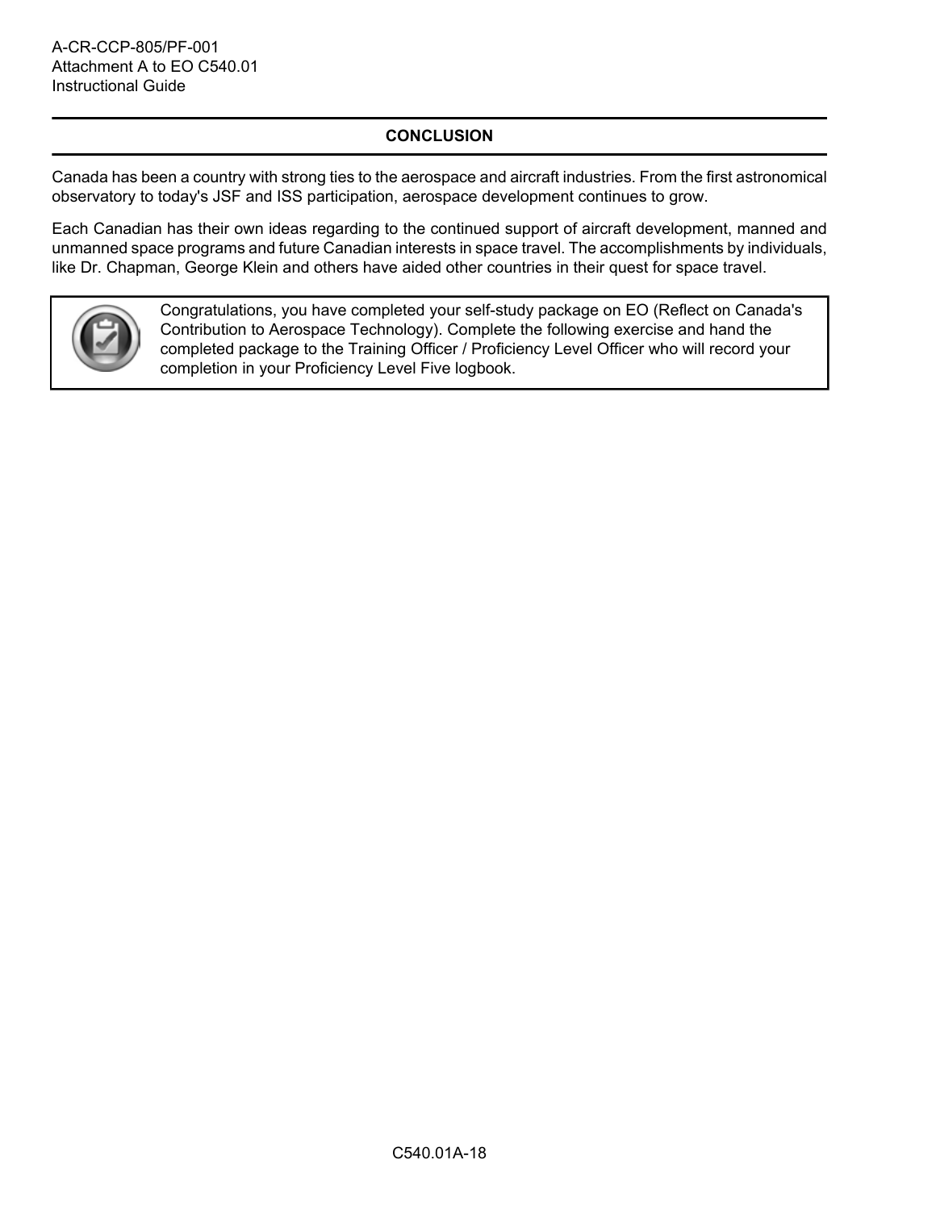## CONCLUSION

Canada has been a country with strong ties to the aerospace and aircraft industries. From the first astronomical observatory to today's JSF and ISS participation, aerospace development continues to grow.

Each Canadian has their own ideas regarding to the continued support of aircraft development, manned and unmanned space programs and future Canadian interests in space travel. The accomplishments by individuals, like Dr. Chapman, George Klein and others have aided other countries in their quest for space travel.

> Congratulations, you have completed your self-study package on EO (Reflect on Canada's Contribution to Aerospace Technology). Complete the following exercise and hand the completed package to the Training Officer / Proficiency Level Officer who will record your completion in your Proficiency Level Five logbook.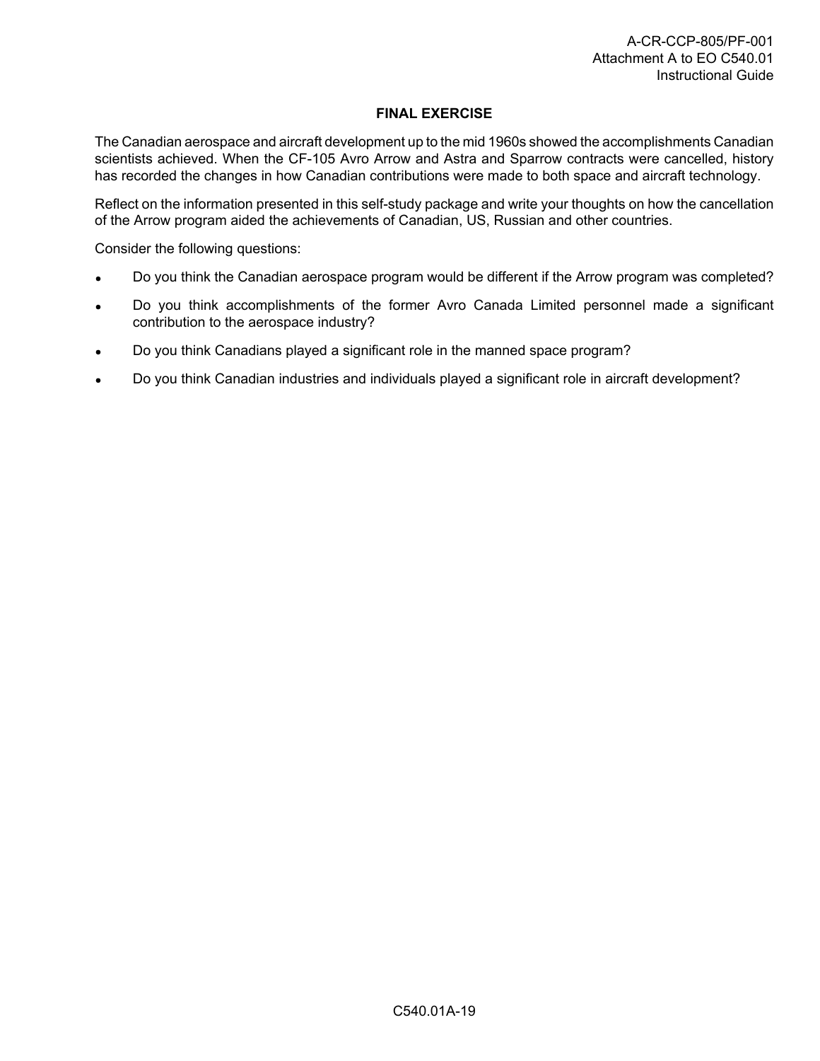## FINAL EXERCISE

The Canadian aerospace and aircraft development up to the mid 1960s showed the accomplishments Canadian scientists achieved. When the CF-105 Avro Arrow and Astra and Sparrow contracts were cancelled, history has recorded the changes in how Canadian contributions were made to both space and aircraft technology.

Reflect on the information presented in this self-study package and write your thoughts on how the cancellation of the Arrow program aided the achievements of Canadian, US, Russian and other countries.

Consider the following questions:

- Do you think the Canadian aerospace program would be different if the Arrow program was completed?
- Do you think accomplishments of the former Avro Canada Limited personnel made a significant contribution to the aerospace industry?
- Do you think Canadians played a significant role in the manned space program?
- Do you think Canadian industries and individuals played a significant role in aircraft development?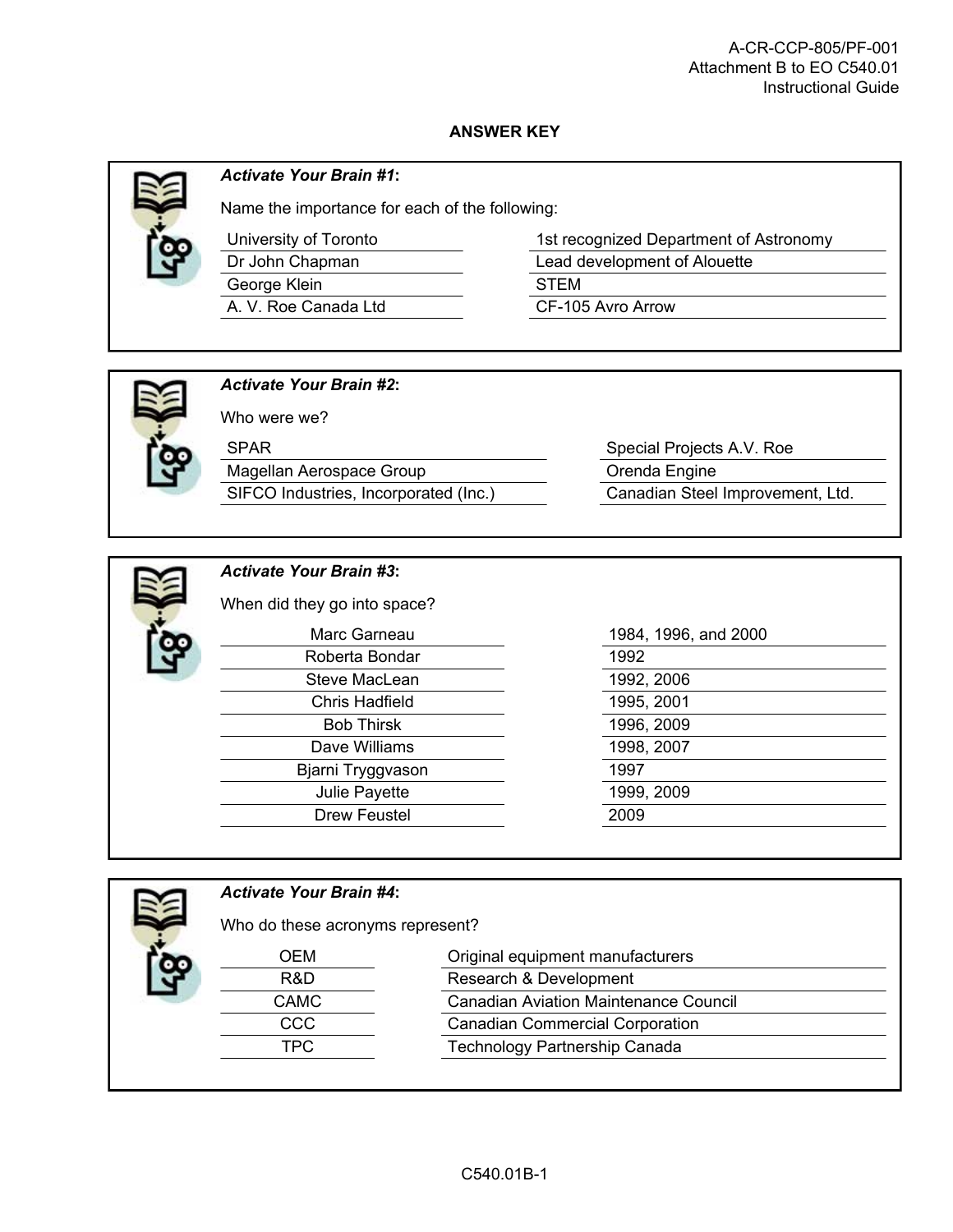## ANSWER KEY

***Activate Your Brain #1*:**

Name the importance for each of the following:

| | |
|---|---|
| University of Toronto | 1st recognized Department of Astronomy |
| Dr John Chapman | Lead development of Alouette |
| George Klein | STEM |
| A. V. Roe Canada Ltd | CF-105 Avro Arrow |

***Activate Your Brain #2*:**

Who were we?

| | |
|---|---|
| SPAR | Special Projects A.V. Roe |
| Magellan Aerospace Group | Orenda Engine |
| SIFCO Industries, Incorporated (Inc.) | Canadian Steel Improvement, Ltd. |

***Activate Your Brain #3*:**

When did they go into space?

| | |
|---|---|
| Marc Garneau | 1984, 1996, and 2000 |
| Roberta Bondar | 1992 |
| Steve MacLean | 1992, 2006 |
| Chris Hadfield | 1995, 2001 |
| Bob Thirsk | 1996, 2009 |
| Dave Williams | 1998, 2007 |
| Bjarni Tryggvason | 1997 |
| Julie Payette | 1999, 2009 |
| Drew Feustel | 2009 |

***Activate Your Brain #4*:**

Who do these acronyms represent?

| | |
|---|---|
| OEM | Original equipment manufacturers |
| R&D | Research & Development |
| CAMC | Canadian Aviation Maintenance Council |
| CCC | Canadian Commercial Corporation |
| TPC | Technology Partnership Canada |